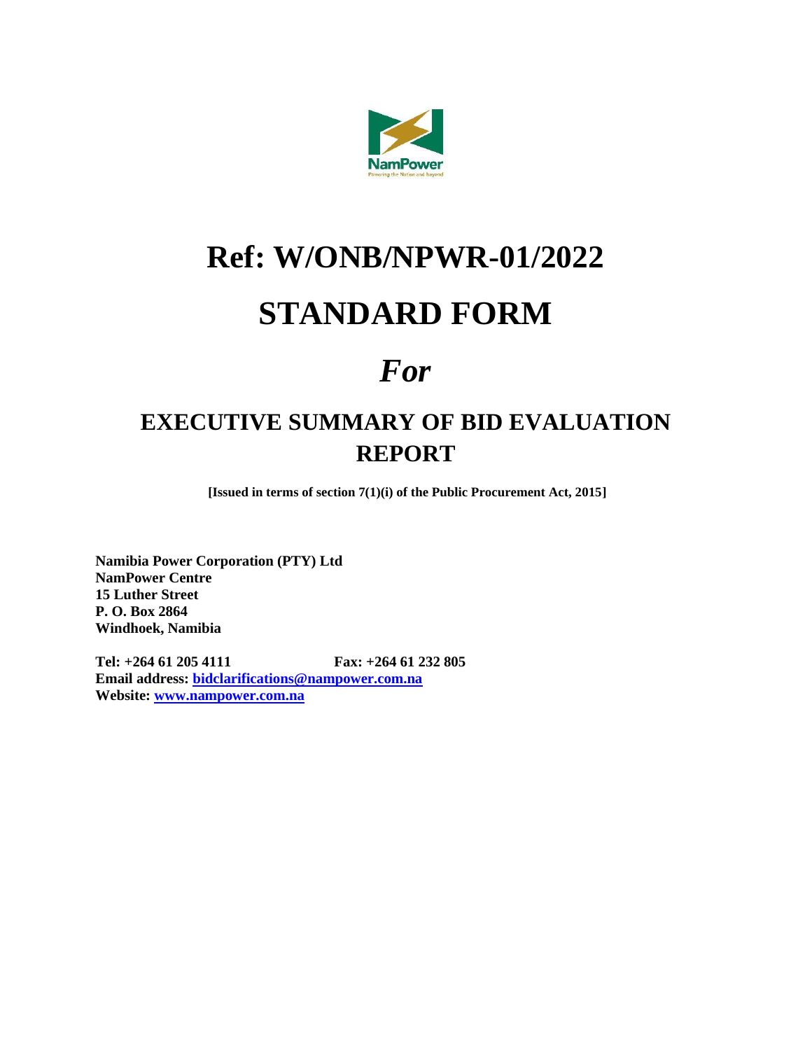NamPower

Powering the Nation and beyond

# Ref: W/ONB/NPWR-01/2022

# STANDARD FORM

# *For*

## EXECUTIVE SUMMARY OF BID EVALUATION REPORT

**[Issued in terms of section 7(1)(i) of the Public Procurement Act, 2015]**

**Namibia Power Corporation (PTY) Ltd**
**NamPower Centre**
**15 Luther Street**
**P. O. Box 2864**
**Windhoek, Namibia**

**Tel: +264 61 205 4111** **Fax: +264 61 232 805**
**Email address: bidclarifications@nampower.com.na**
**Website: www.nampower.com.na**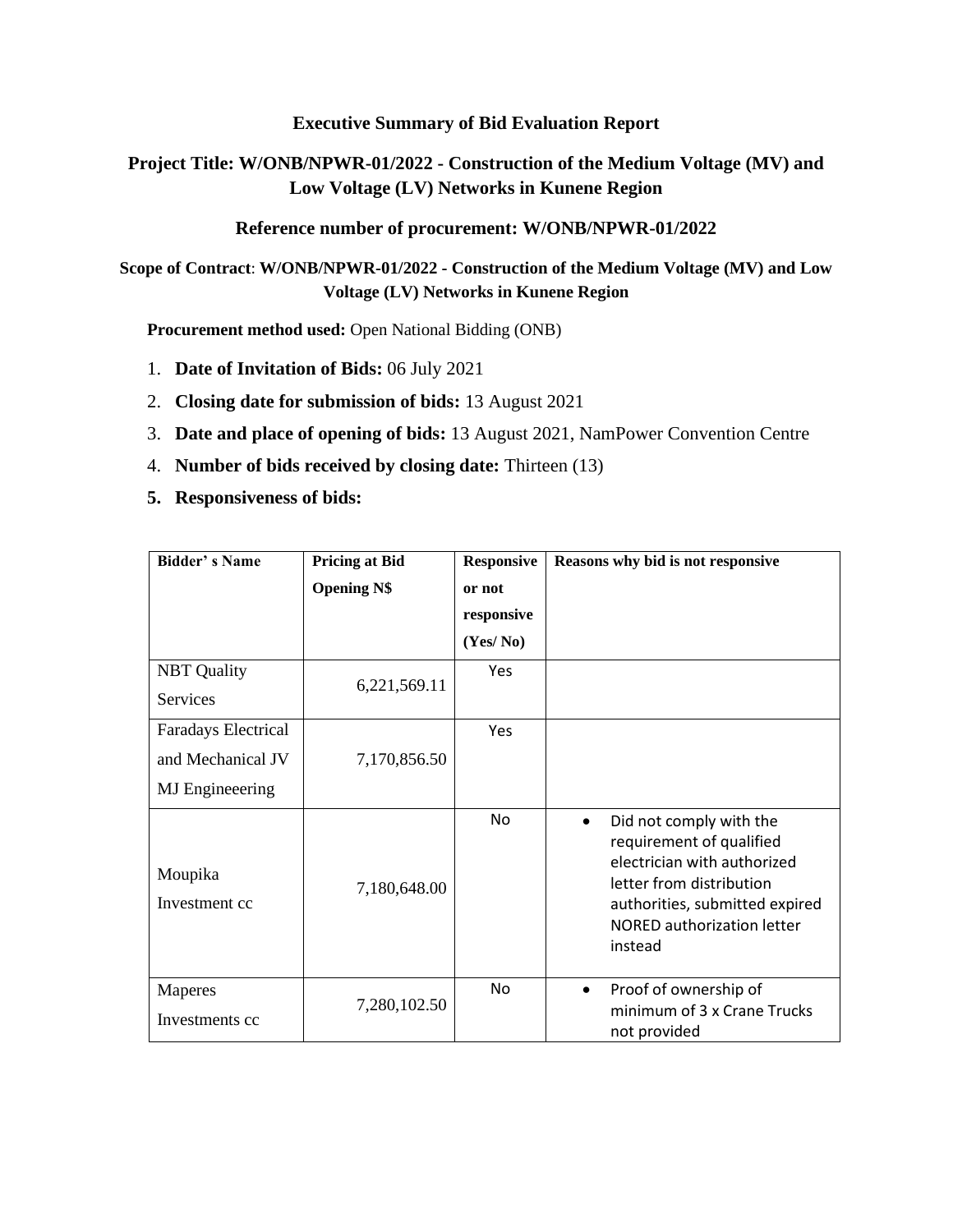**Executive Summary of Bid Evaluation Report**

**Project Title: W/ONB/NPWR-01/2022 - Construction of the Medium Voltage (MV) and Low Voltage (LV) Networks in Kunene Region**

**Reference number of procurement: W/ONB/NPWR-01/2022**

**Scope of Contract**: **W/ONB/NPWR-01/2022 - Construction of the Medium Voltage (MV) and Low Voltage (LV) Networks in Kunene Region**

**Procurement method used:** Open National Bidding (ONB)

1. **Date of Invitation of Bids:** 06 July 2021
2. **Closing date for submission of bids:** 13 August 2021
3. **Date and place of opening of bids:** 13 August 2021, NamPower Convention Centre
4. **Number of bids received by closing date:** Thirteen (13)
5. **Responsiveness of bids:**

| Bidder' s Name | Pricing at Bid Opening N$ | Responsive or not responsive (Yes/ No) | Reasons why bid is not responsive |
|---|---|---|---|
| NBT Quality Services | 6,221,569.11 | Yes | |
| Faradays Electrical and Mechanical JV MJ Engineeering | 7,170,856.50 | Yes | |
| Moupika Investment cc | 7,180,648.00 | No | • Did not comply with the requirement of qualified electrician with authorized letter from distribution authorities, submitted expired NORED authorization letter instead |
| Maperes Investments cc | 7,280,102.50 | No | • Proof of ownership of minimum of 3 x Crane Trucks not provided |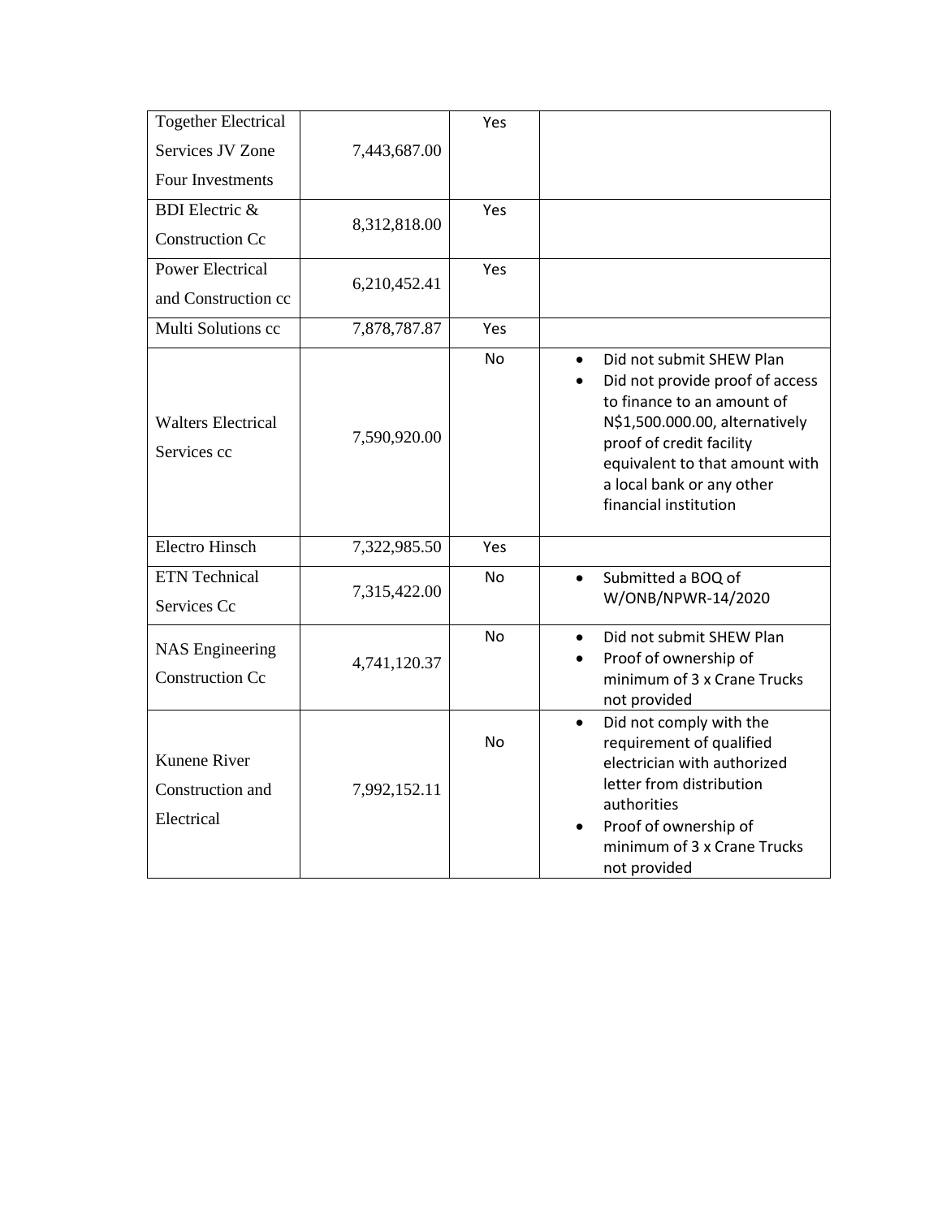| | | | |
|---|---|---|---|
| Together Electrical Services JV Zone Four Investments | 7,443,687.00 | Yes | |
| BDI Electric & Construction Cc | 8,312,818.00 | Yes | |
| Power Electrical and Construction cc | 6,210,452.41 | Yes | |
| Multi Solutions cc | 7,878,787.87 | Yes | |
| Walters Electrical Services cc | 7,590,920.00 | No | • Did not submit SHEW Plan<br>• Did not provide proof of access to finance to an amount of N$1,500.000.00, alternatively proof of credit facility equivalent to that amount with a local bank or any other financial institution |
| Electro Hinsch | 7,322,985.50 | Yes | |
| ETN Technical Services Cc | 7,315,422.00 | No | • Submitted a BOQ of W/ONB/NPWR-14/2020 |
| NAS Engineering Construction Cc | 4,741,120.37 | No | • Did not submit SHEW Plan<br>• Proof of ownership of minimum of 3 x Crane Trucks not provided |
| Kunene River Construction and Electrical | 7,992,152.11 | No | • Did not comply with the requirement of qualified electrician with authorized letter from distribution authorities<br>• Proof of ownership of minimum of 3 x Crane Trucks not provided |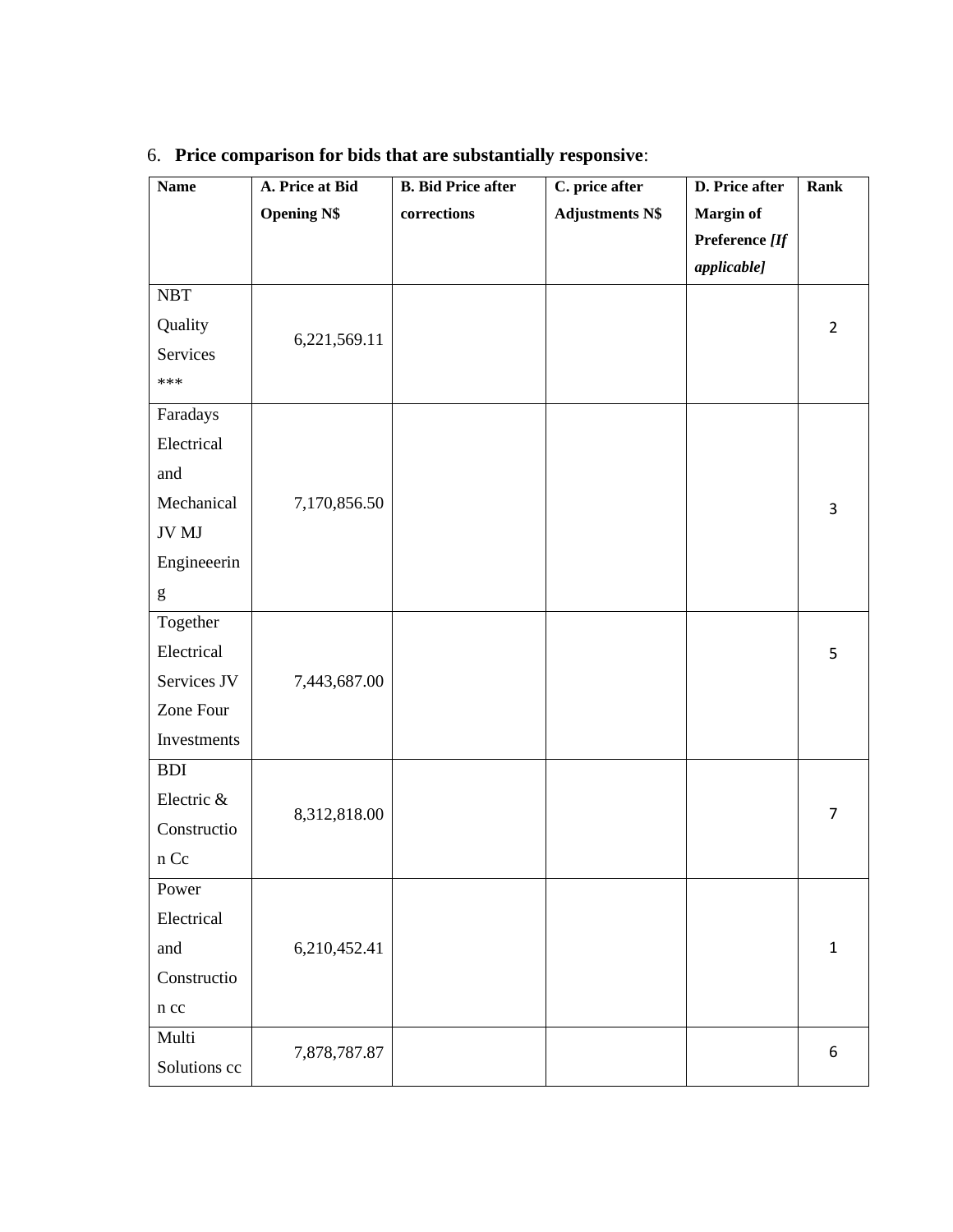6. **Price comparison for bids that are substantially responsive**:

| **Name** | **A. Price at Bid Opening N$** | **B. Bid Price after corrections** | **C. price after Adjustments N$** | **D. Price after Margin of Preference *[If applicable]*** | **Rank** |
|---|---|---|---|---|---|
| NBT Quality Services *** | 6,221,569.11 | | | | 2 |
| Faradays Electrical and Mechanical JV MJ Engineeering | 7,170,856.50 | | | | 3 |
| Together Electrical Services JV Zone Four Investments | 7,443,687.00 | | | | 5 |
| BDI Electric & Construction Cc | 8,312,818.00 | | | | 7 |
| Power Electrical and Construction cc | 6,210,452.41 | | | | 1 |
| Multi Solutions cc | 7,878,787.87 | | | | 6 |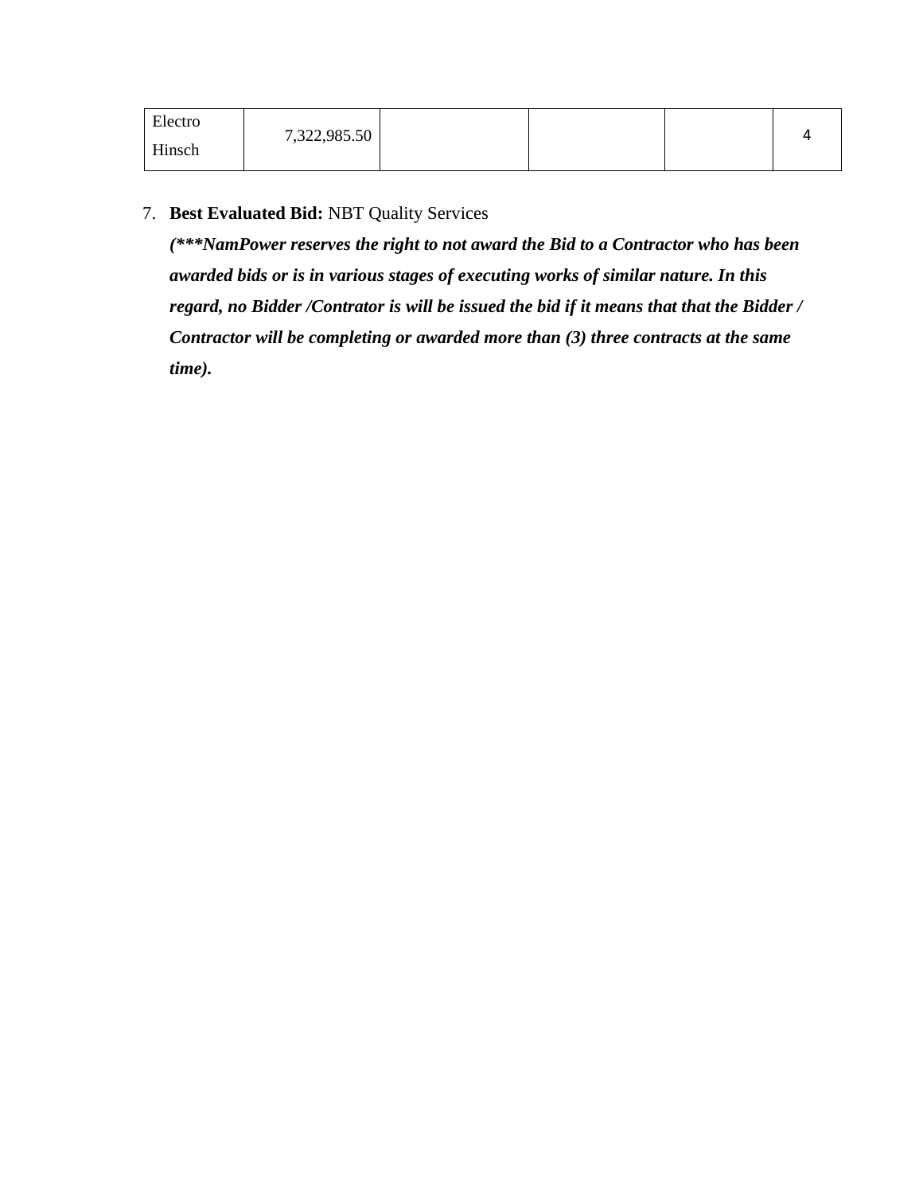| | | | | | |
|---|---|---|---|---|---|
| Electro Hinsch | 7,322,985.50 | | | | 4 |

7. **Best Evaluated Bid:** NBT Quality Services

   ***(\*\*\*NamPower reserves the right to not award the Bid to a Contractor who has been awarded bids or is in various stages of executing works of similar nature. In this regard, no Bidder /Contrator is will be issued the bid if it means that that the Bidder / Contractor will be completing or awarded more than (3) three contracts at the same time).***